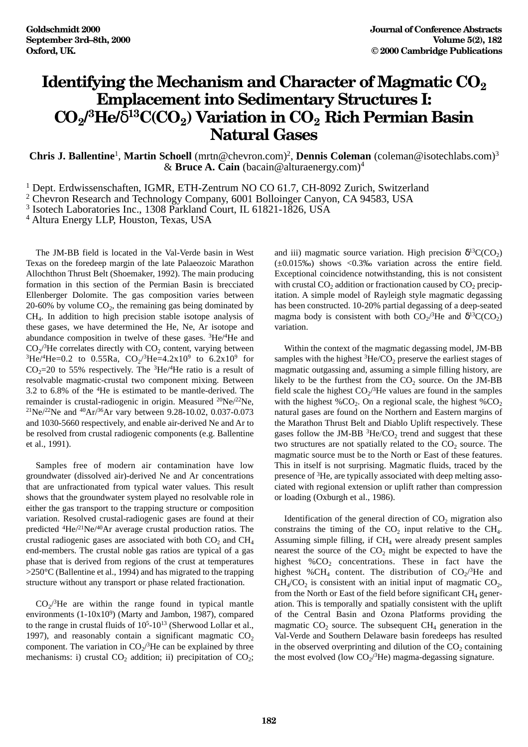# Identifying the Mechanism and Character of Magmatic $CO_2$ Emplacement into Sedimentary Structures I: $CO_2/^3He/\delta^{13}C(CO_2)$ Variation in $CO_2$ Rich Permian Basin Natural Gases

**Chris J. Ballentine**[1], **Martin Schoell** (mrtn@chevron.com)[2], **Dennis Coleman** (coleman@isotechlabs.com)[3] & **Bruce A. Cain** (bacain@alturaenergy.com)[4]

[1] Dept. Erdwissenschaften, IGMR, ETH-Zentrum NO CO 61.7, CH-8092 Zurich, Switzerland
[2] Chevron Research and Technology Company, 6001 Bolloinger Canyon, CA 94583, USA
[3] Isotech Laboratories Inc., 1308 Parkland Court, IL 61821-1826, USA
[4] Altura Energy LLP, Houston, Texas, USA

The JM-BB field is located in the Val-Verde basin in West Texas on the foredeep margin of the late Palaeozoic Marathon Allochthon Thrust Belt (Shoemaker, 1992). The main producing formation in this section of the Permian Basin is brecciated Ellenberger Dolomite. The gas composition varies between 20-60% by volume $CO_2$, the remaining gas being dominated by $CH_4$. In addition to high precision stable isotope analysis of these gases, we have determined the He, Ne, Ar isotope and abundance composition in twelve of these gases. $^3He/^4He$ and $CO_2/^3He$ correlates directly with $CO_2$ content, varying between $^3He/^4He$=0.2 to 0.55Ra, $CO_2/^3He$=4.2x$10^9$ to 6.2x$10^9$ for $CO_2$=20 to 55% respectively. The $^3He/^4He$ ratio is a result of resolvable magmatic-crustal two component mixing. Between 3.2 to 6.8% of the $^4He$ is estimated to be mantle-derived. The remainder is crustal-radiogenic in origin. Measured $^{20}Ne/^{22}Ne$, $^{21}Ne/^{22}Ne$ and $^{40}Ar/^{36}Ar$ vary between 9.28-10.02, 0.037-0.073 and 1030-5660 respectively, and enable air-derived Ne and Ar to be resolved from crustal radiogenic components (e.g. Ballentine et al., 1991).

Samples free of modern air contamination have low groundwater (dissolved air)-derived Ne and Ar concentrations that are unfractionated from typical water values. This result shows that the groundwater system played no resolvable role in either the gas transport to the trapping structure or composition variation. Resolved crustal-radiogenic gases are found at their predicted $^4He/^{21}Ne/^{40}Ar$ average crustal production ratios. The crustal radiogenic gases are associated with both $CO_2$ and $CH_4$ end-members. The crustal noble gas ratios are typical of a gas phase that is derived from regions of the crust at temperatures >250°C (Ballentine et al., 1994) and has migrated to the trapping structure without any transport or phase related fractionation.

$CO_2/^3He$ are within the range found in typical mantle environments (1-10x$10^9$) (Marty and Jambon, 1987), compared to the range in crustal fluids of $10^5$-$10^{13}$ (Sherwood Lollar et al., 1997), and reasonably contain a significant magmatic $CO_2$ component. The variation in $CO_2/^3He$ can be explained by three mechanisms: i) crustal $CO_2$ addition; ii) precipitation of $CO_2$; and iii) magmatic source variation. High precision $\delta^{13}C(CO_2)$ (±0.015‰) shows <0.3‰ variation across the entire field. Exceptional coincidence notwithstanding, this is not consistent with crustal $CO_2$ addition or fractionation caused by $CO_2$ precipitation. A simple model of Rayleigh style magmatic degassing has been constructed. 10-20% partial degassing of a deep-seated magma body is consistent with both $CO_2/^3He$ and $\delta^{13}C(CO_2)$ variation.

Within the context of the magmatic degassing model, JM-BB samples with the highest $^3He/CO_2$ preserve the earliest stages of magmatic outgassing and, assuming a simple filling history, are likely to be the furthest from the $CO_2$ source. On the JM-BB field scale the highest $CO_2/^3He$ values are found in the samples with the highest %$CO_2$. On a regional scale, the highest %$CO_2$ natural gases are found on the Northern and Eastern margins of the Marathon Thrust Belt and Diablo Uplift respectively. These gases follow the JM-BB $^3He/CO_2$ trend and suggest that these two structures are not spatially related to the $CO_2$ source. The magmatic source must be to the North or East of these features. This in itself is not surprising. Magmatic fluids, traced by the presence of $^3He$, are typically associated with deep melting associated with regional extension or uplift rather than compression or loading (Oxburgh et al., 1986).

Identification of the general direction of $CO_2$ migration also constrains the timing of the $CO_2$ input relative to the $CH_4$. Assuming simple filling, if $CH_4$ were already present samples nearest the source of the $CO_2$ might be expected to have the highest %$CO_2$ concentrations. These in fact have the highest %$CH_4$ content. The distribution of $CO_2/^3He$ and $CH_4/CO_2$ is consistent with an initial input of magmatic $CO_2$, from the North or East of the field before significant $CH_4$ generation. This is temporally and spatially consistent with the uplift of the Central Basin and Ozona Platforms providing the magmatic $CO_2$ source. The subsequent $CH_4$ generation in the Val-Verde and Southern Delaware basin foredeeps has resulted in the observed overprinting and dilution of the $CO_2$ containing the most evolved (low $CO_2/^3He$) magma-degassing signature.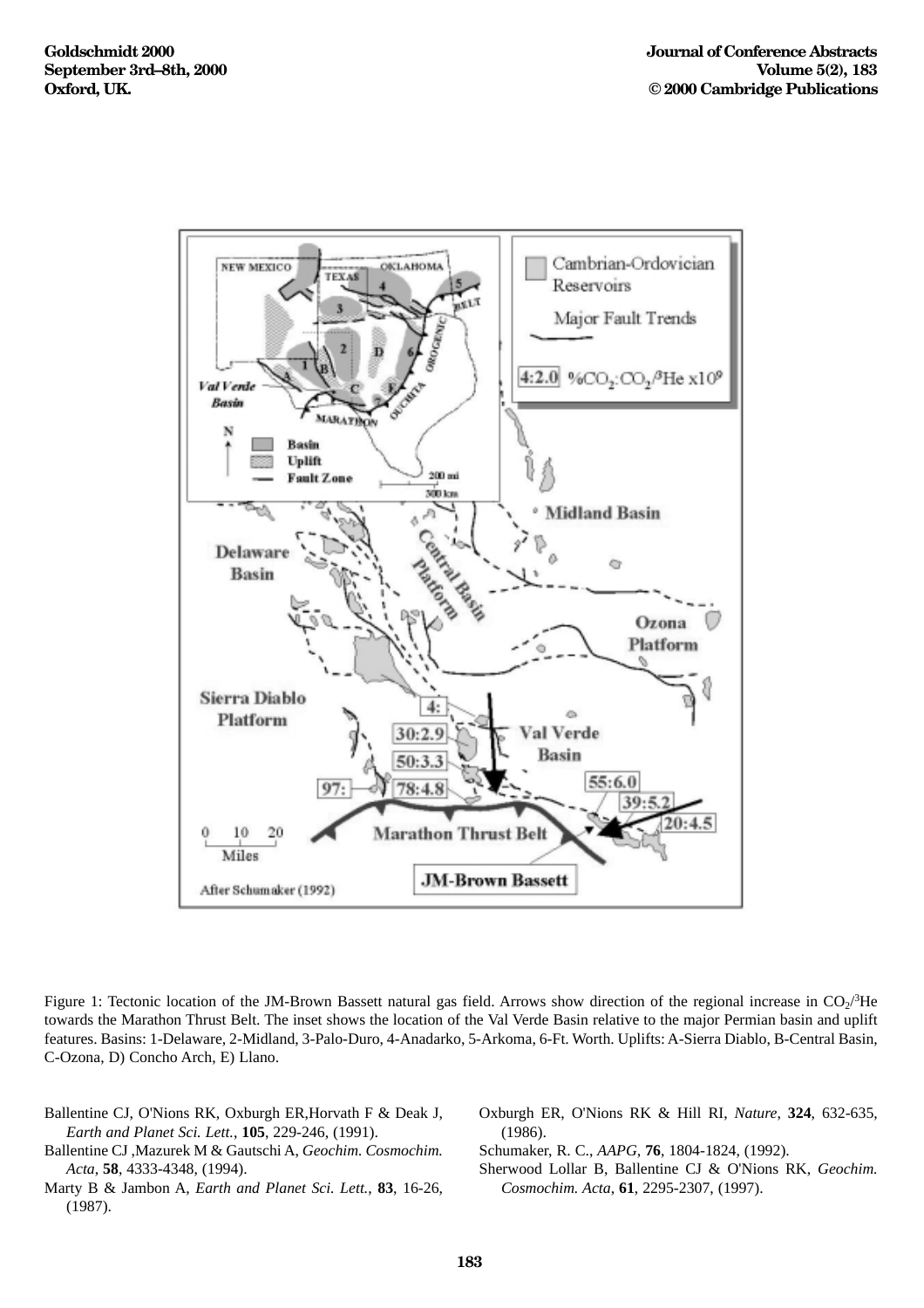Figure 1: Tectonic location of the JM-Brown Bassett natural gas field. Arrows show direction of the regional increase in $CO_2/^3He$ towards the Marathon Thrust Belt. The inset shows the location of the Val Verde Basin relative to the major Permian basin and uplift features. Basins: 1-Delaware, 2-Midland, 3-Palo-Duro, 4-Anadarko, 5-Arkoma, 6-Ft. Worth. Uplifts: A-Sierra Diablo, B-Central Basin, C-Ozona, D) Concho Arch, E) Llano.

Ballentine CJ, O'Nions RK, Oxburgh ER, Horvath F & Deak J, *Earth and Planet Sci. Lett.*, **105**, 229-246, (1991).

Ballentine CJ, Mazurek M & Gautschi A, *Geochim. Cosmochim. Acta*, **58**, 4333-4348, (1994).

Marty B & Jambon A, *Earth and Planet Sci. Lett.*, **83**, 16-26, (1987).

Oxburgh ER, O'Nions RK & Hill RI, *Nature*, **324**, 632-635, (1986).

Schumaker, R. C., *AAPG*, **76**, 1804-1824, (1992).

Sherwood Lollar B, Ballentine CJ & O'Nions RK, *Geochim. Cosmochim. Acta*, **61**, 2295-2307, (1997).